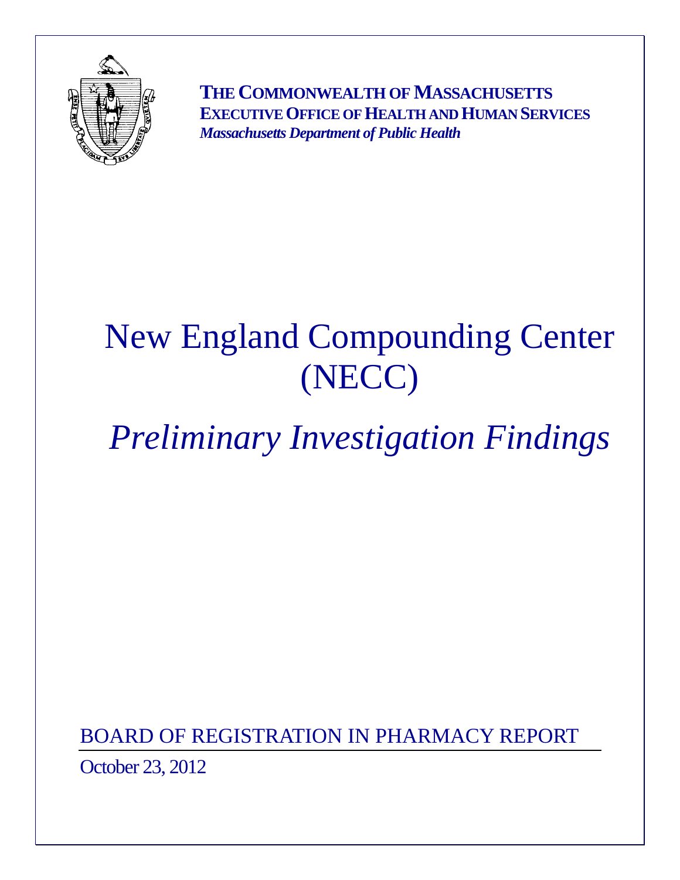**THE COMMONWEALTH OF MASSACHUSETTS**
**EXECUTIVE OFFICE OF HEALTH AND HUMAN SERVICES**
***Massachusetts Department of Public Health***

# New England Compounding Center (NECC)

## *Preliminary Investigation Findings*

BOARD OF REGISTRATION IN PHARMACY REPORT

October 23, 2012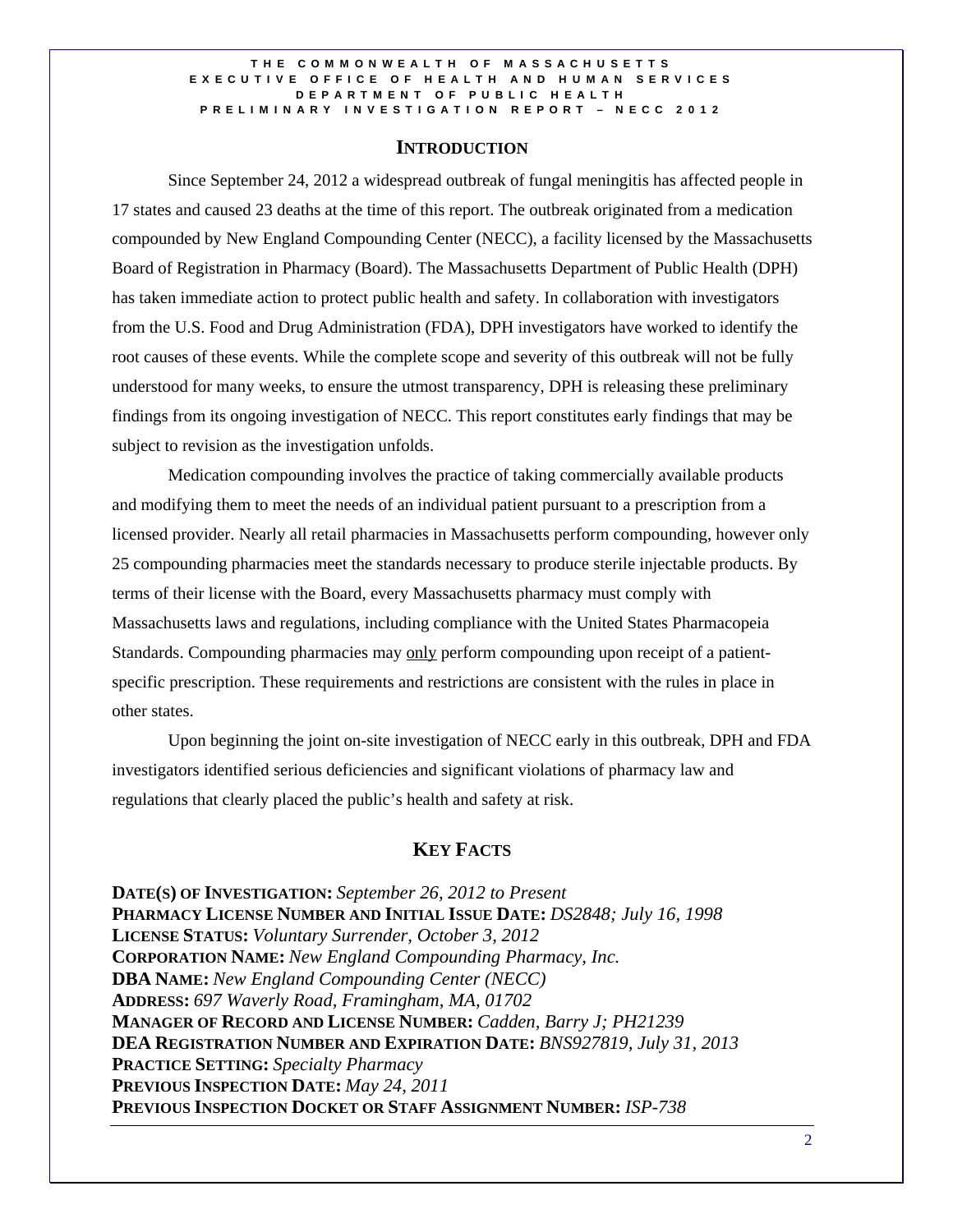## INTRODUCTION

Since September 24, 2012 a widespread outbreak of fungal meningitis has affected people in 17 states and caused 23 deaths at the time of this report. The outbreak originated from a medication compounded by New England Compounding Center (NECC), a facility licensed by the Massachusetts Board of Registration in Pharmacy (Board). The Massachusetts Department of Public Health (DPH) has taken immediate action to protect public health and safety. In collaboration with investigators from the U.S. Food and Drug Administration (FDA), DPH investigators have worked to identify the root causes of these events. While the complete scope and severity of this outbreak will not be fully understood for many weeks, to ensure the utmost transparency, DPH is releasing these preliminary findings from its ongoing investigation of NECC. This report constitutes early findings that may be subject to revision as the investigation unfolds.

Medication compounding involves the practice of taking commercially available products and modifying them to meet the needs of an individual patient pursuant to a prescription from a licensed provider. Nearly all retail pharmacies in Massachusetts perform compounding, however only 25 compounding pharmacies meet the standards necessary to produce sterile injectable products. By terms of their license with the Board, every Massachusetts pharmacy must comply with Massachusetts laws and regulations, including compliance with the United States Pharmacopeia Standards. Compounding pharmacies may only perform compounding upon receipt of a patient-specific prescription. These requirements and restrictions are consistent with the rules in place in other states.

Upon beginning the joint on-site investigation of NECC early in this outbreak, DPH and FDA investigators identified serious deficiencies and significant violations of pharmacy law and regulations that clearly placed the public's health and safety at risk.

## KEY FACTS

**DATE(S) OF INVESTIGATION:** *September 26, 2012 to Present*
**PHARMACY LICENSE NUMBER AND INITIAL ISSUE DATE:** *DS2848; July 16, 1998*
**LICENSE STATUS:** *Voluntary Surrender, October 3, 2012*
**CORPORATION NAME:** *New England Compounding Pharmacy, Inc.*
**DBA NAME:** *New England Compounding Center (NECC)*
**ADDRESS:** *697 Waverly Road, Framingham, MA, 01702*
**MANAGER OF RECORD AND LICENSE NUMBER:** *Cadden, Barry J; PH21239*
**DEA REGISTRATION NUMBER AND EXPIRATION DATE:** *BNS927819, July 31, 2013*
**PRACTICE SETTING:** *Specialty Pharmacy*
**PREVIOUS INSPECTION DATE:** *May 24, 2011*
**PREVIOUS INSPECTION DOCKET OR STAFF ASSIGNMENT NUMBER:** *ISP-738*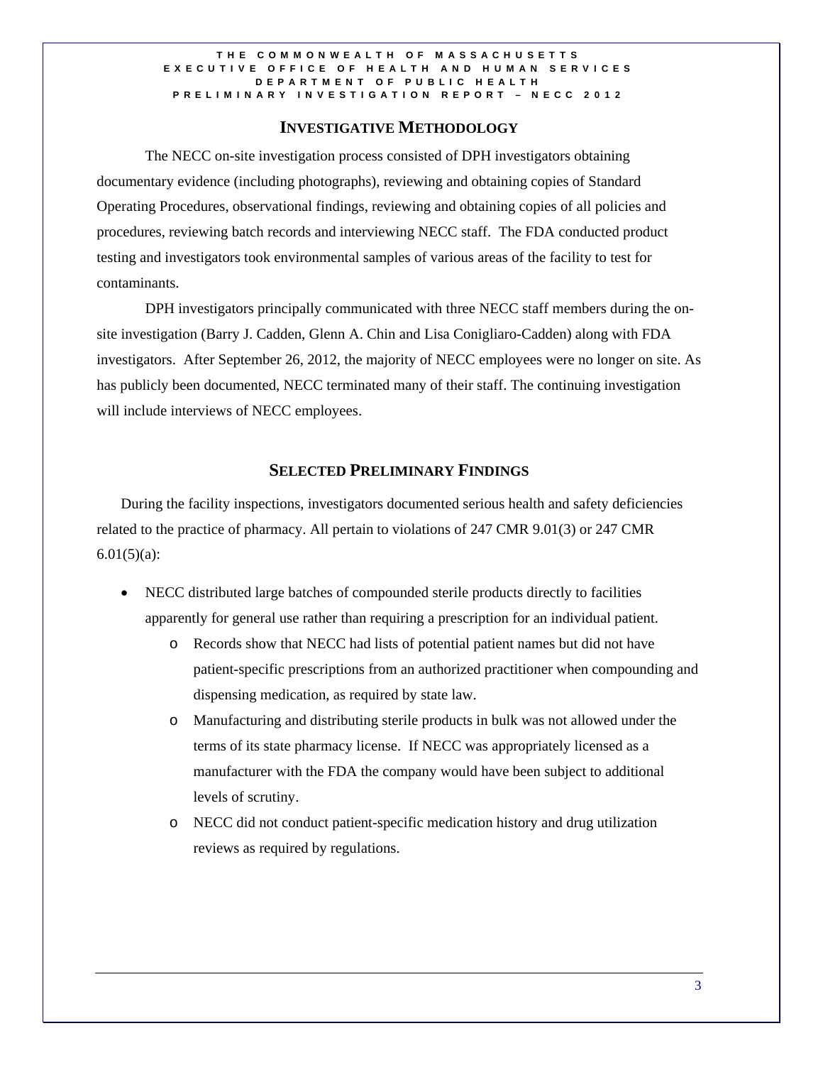## INVESTIGATIVE METHODOLOGY

The NECC on-site investigation process consisted of DPH investigators obtaining documentary evidence (including photographs), reviewing and obtaining copies of Standard Operating Procedures, observational findings, reviewing and obtaining copies of all policies and procedures, reviewing batch records and interviewing NECC staff. The FDA conducted product testing and investigators took environmental samples of various areas of the facility to test for contaminants.

DPH investigators principally communicated with three NECC staff members during the on-site investigation (Barry J. Cadden, Glenn A. Chin and Lisa Conigliaro-Cadden) along with FDA investigators. After September 26, 2012, the majority of NECC employees were no longer on site. As has publicly been documented, NECC terminated many of their staff. The continuing investigation will include interviews of NECC employees.

## SELECTED PRELIMINARY FINDINGS

During the facility inspections, investigators documented serious health and safety deficiencies related to the practice of pharmacy. All pertain to violations of 247 CMR 9.01(3) or 247 CMR 6.01(5)(a):

- NECC distributed large batches of compounded sterile products directly to facilities apparently for general use rather than requiring a prescription for an individual patient.
  - Records show that NECC had lists of potential patient names but did not have patient-specific prescriptions from an authorized practitioner when compounding and dispensing medication, as required by state law.
  - Manufacturing and distributing sterile products in bulk was not allowed under the terms of its state pharmacy license. If NECC was appropriately licensed as a manufacturer with the FDA the company would have been subject to additional levels of scrutiny.
  - NECC did not conduct patient-specific medication history and drug utilization reviews as required by regulations.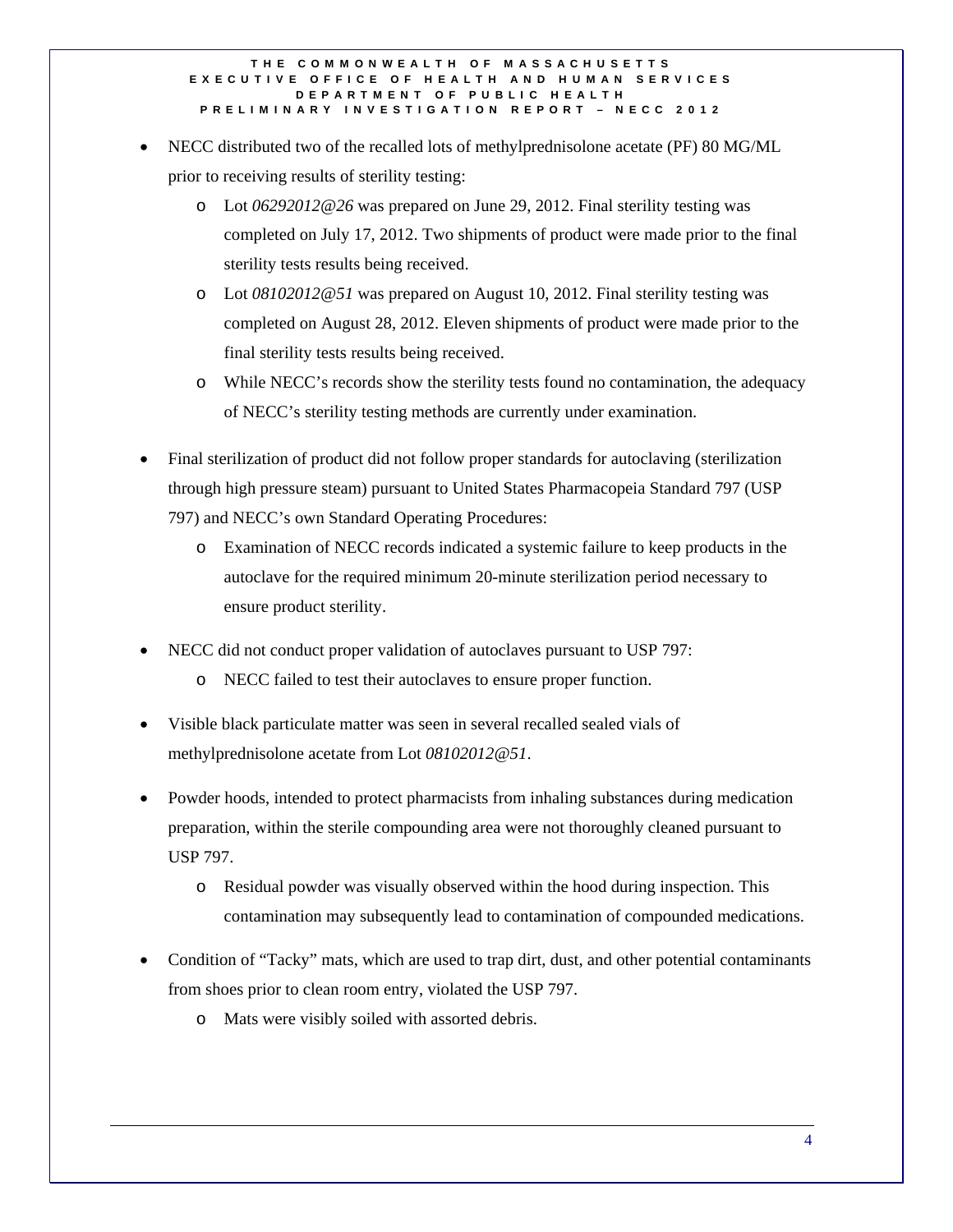- NECC distributed two of the recalled lots of methylprednisolone acetate (PF) 80 MG/ML prior to receiving results of sterility testing:
  - Lot *06292012@26* was prepared on June 29, 2012. Final sterility testing was completed on July 17, 2012. Two shipments of product were made prior to the final sterility tests results being received.
  - Lot *08102012@51* was prepared on August 10, 2012. Final sterility testing was completed on August 28, 2012. Eleven shipments of product were made prior to the final sterility tests results being received.
  - While NECC's records show the sterility tests found no contamination, the adequacy of NECC's sterility testing methods are currently under examination.

- Final sterilization of product did not follow proper standards for autoclaving (sterilization through high pressure steam) pursuant to United States Pharmacopeia Standard 797 (USP 797) and NECC's own Standard Operating Procedures:
  - Examination of NECC records indicated a systemic failure to keep products in the autoclave for the required minimum 20-minute sterilization period necessary to ensure product sterility.

- NECC did not conduct proper validation of autoclaves pursuant to USP 797:
  - NECC failed to test their autoclaves to ensure proper function.

- Visible black particulate matter was seen in several recalled sealed vials of methylprednisolone acetate from Lot *08102012@51*.

- Powder hoods, intended to protect pharmacists from inhaling substances during medication preparation, within the sterile compounding area were not thoroughly cleaned pursuant to USP 797.
  - Residual powder was visually observed within the hood during inspection. This contamination may subsequently lead to contamination of compounded medications.

- Condition of "Tacky" mats, which are used to trap dirt, dust, and other potential contaminants from shoes prior to clean room entry, violated the USP 797.
  - Mats were visibly soiled with assorted debris.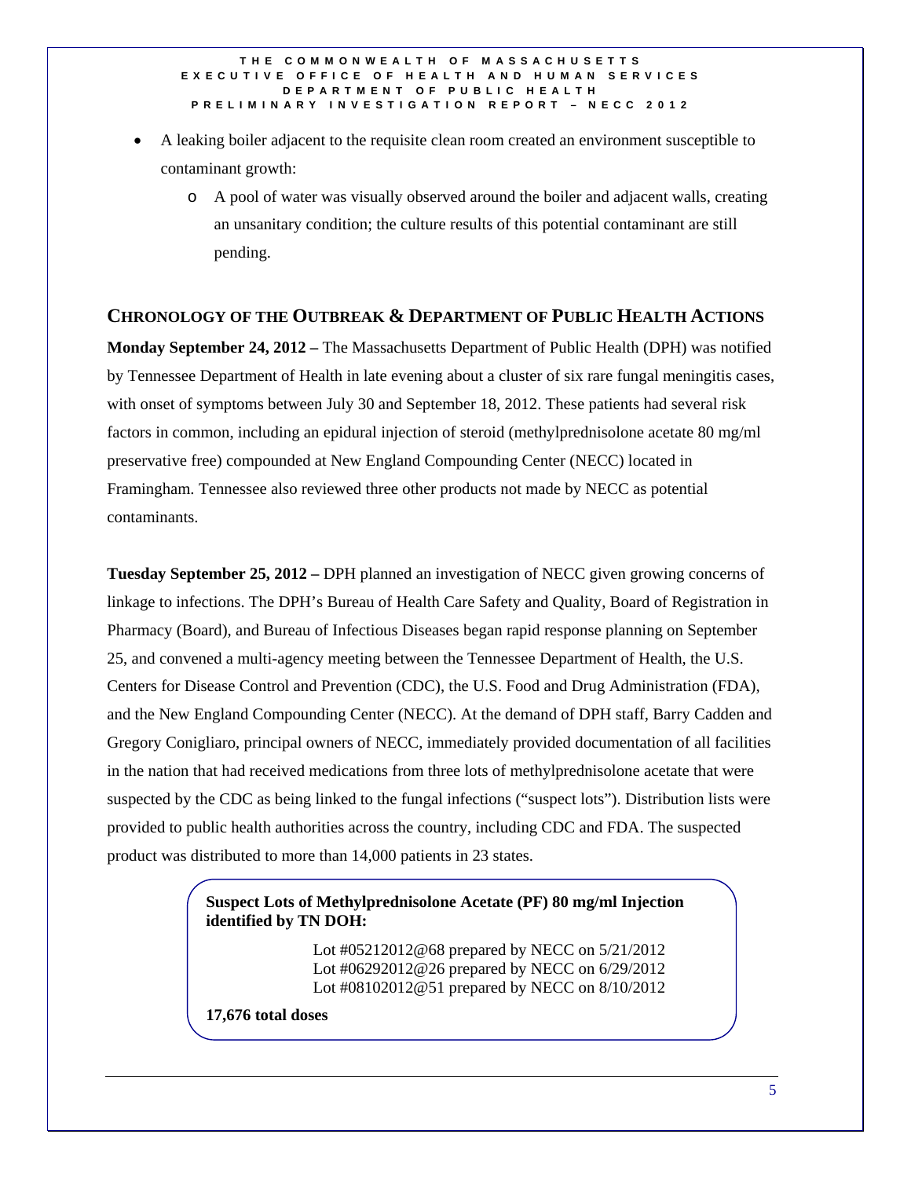- A leaking boiler adjacent to the requisite clean room created an environment susceptible to contaminant growth:
  - A pool of water was visually observed around the boiler and adjacent walls, creating an unsanitary condition; the culture results of this potential contaminant are still pending.

## CHRONOLOGY OF THE OUTBREAK & DEPARTMENT OF PUBLIC HEALTH ACTIONS

**Monday September 24, 2012 –** The Massachusetts Department of Public Health (DPH) was notified by Tennessee Department of Health in late evening about a cluster of six rare fungal meningitis cases, with onset of symptoms between July 30 and September 18, 2012. These patients had several risk factors in common, including an epidural injection of steroid (methylprednisolone acetate 80 mg/ml preservative free) compounded at New England Compounding Center (NECC) located in Framingham. Tennessee also reviewed three other products not made by NECC as potential contaminants.

**Tuesday September 25, 2012 –** DPH planned an investigation of NECC given growing concerns of linkage to infections. The DPH's Bureau of Health Care Safety and Quality, Board of Registration in Pharmacy (Board), and Bureau of Infectious Diseases began rapid response planning on September 25, and convened a multi-agency meeting between the Tennessee Department of Health, the U.S. Centers for Disease Control and Prevention (CDC), the U.S. Food and Drug Administration (FDA), and the New England Compounding Center (NECC). At the demand of DPH staff, Barry Cadden and Gregory Conigliaro, principal owners of NECC, immediately provided documentation of all facilities in the nation that had received medications from three lots of methylprednisolone acetate that were suspected by the CDC as being linked to the fungal infections ("suspect lots"). Distribution lists were provided to public health authorities across the country, including CDC and FDA. The suspected product was distributed to more than 14,000 patients in 23 states.

**Suspect Lots of Methylprednisolone Acetate (PF) 80 mg/ml Injection identified by TN DOH:**

Lot #05212012@68 prepared by NECC on 5/21/2012
Lot #06292012@26 prepared by NECC on 6/29/2012
Lot #08102012@51 prepared by NECC on 8/10/2012

**17,676 total doses**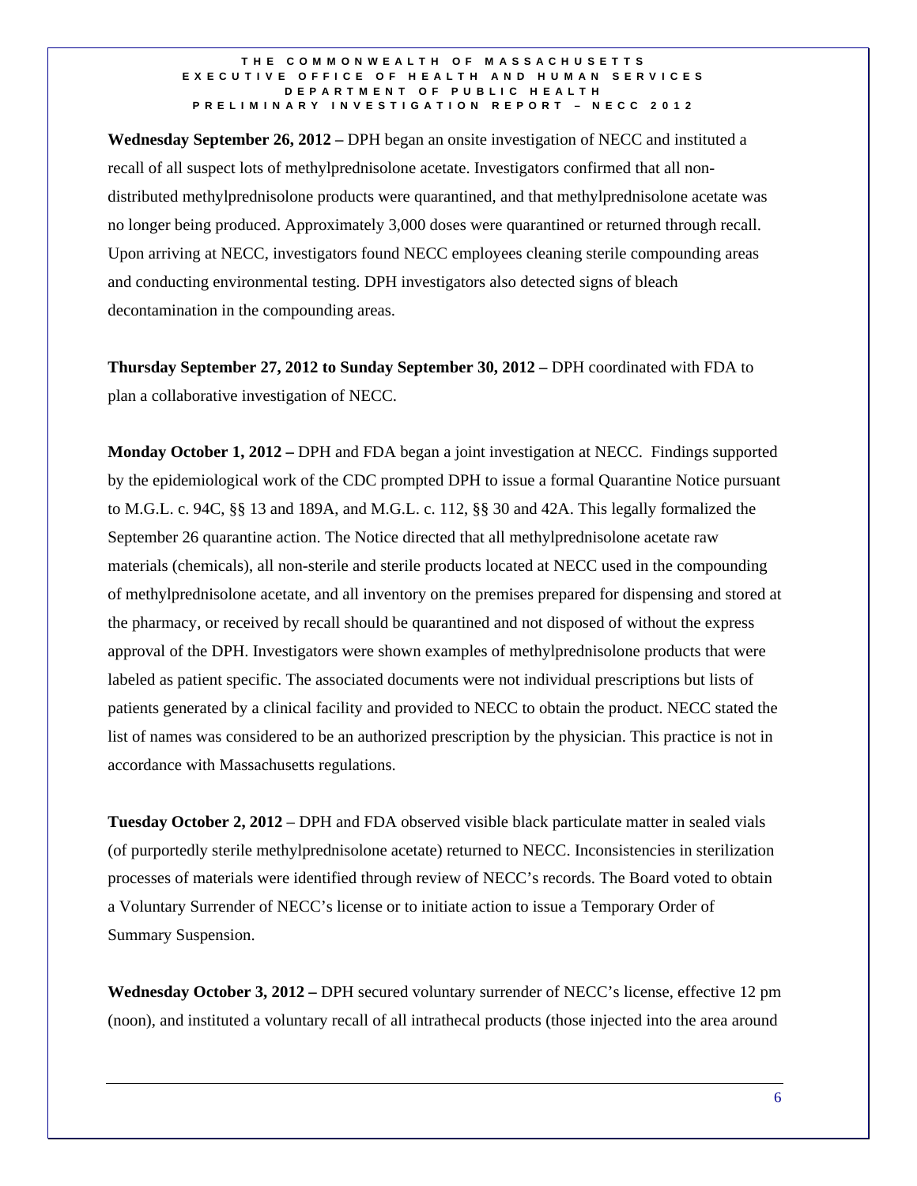**Wednesday September 26, 2012 –** DPH began an onsite investigation of NECC and instituted a recall of all suspect lots of methylprednisolone acetate. Investigators confirmed that all non-distributed methylprednisolone products were quarantined, and that methylprednisolone acetate was no longer being produced. Approximately 3,000 doses were quarantined or returned through recall. Upon arriving at NECC, investigators found NECC employees cleaning sterile compounding areas and conducting environmental testing. DPH investigators also detected signs of bleach decontamination in the compounding areas.

**Thursday September 27, 2012 to Sunday September 30, 2012 –** DPH coordinated with FDA to plan a collaborative investigation of NECC.

**Monday October 1, 2012 –** DPH and FDA began a joint investigation at NECC. Findings supported by the epidemiological work of the CDC prompted DPH to issue a formal Quarantine Notice pursuant to M.G.L. c. 94C, §§ 13 and 189A, and M.G.L. c. 112, §§ 30 and 42A. This legally formalized the September 26 quarantine action. The Notice directed that all methylprednisolone acetate raw materials (chemicals), all non-sterile and sterile products located at NECC used in the compounding of methylprednisolone acetate, and all inventory on the premises prepared for dispensing and stored at the pharmacy, or received by recall should be quarantined and not disposed of without the express approval of the DPH. Investigators were shown examples of methylprednisolone products that were labeled as patient specific. The associated documents were not individual prescriptions but lists of patients generated by a clinical facility and provided to NECC to obtain the product. NECC stated the list of names was considered to be an authorized prescription by the physician. This practice is not in accordance with Massachusetts regulations.

**Tuesday October 2, 2012** – DPH and FDA observed visible black particulate matter in sealed vials (of purportedly sterile methylprednisolone acetate) returned to NECC. Inconsistencies in sterilization processes of materials were identified through review of NECC's records. The Board voted to obtain a Voluntary Surrender of NECC's license or to initiate action to issue a Temporary Order of Summary Suspension.

**Wednesday October 3, 2012 –** DPH secured voluntary surrender of NECC's license, effective 12 pm (noon), and instituted a voluntary recall of all intrathecal products (those injected into the area around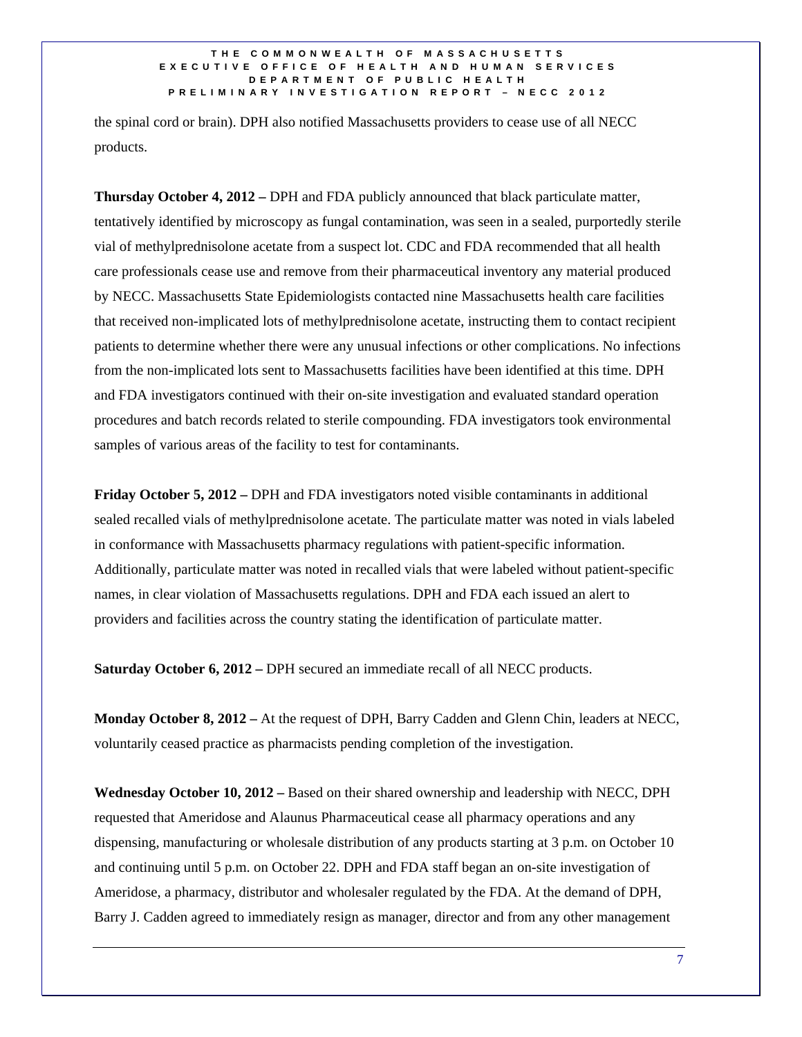the spinal cord or brain). DPH also notified Massachusetts providers to cease use of all NECC products.

**Thursday October 4, 2012 –** DPH and FDA publicly announced that black particulate matter, tentatively identified by microscopy as fungal contamination, was seen in a sealed, purportedly sterile vial of methylprednisolone acetate from a suspect lot. CDC and FDA recommended that all health care professionals cease use and remove from their pharmaceutical inventory any material produced by NECC. Massachusetts State Epidemiologists contacted nine Massachusetts health care facilities that received non-implicated lots of methylprednisolone acetate, instructing them to contact recipient patients to determine whether there were any unusual infections or other complications. No infections from the non-implicated lots sent to Massachusetts facilities have been identified at this time. DPH and FDA investigators continued with their on-site investigation and evaluated standard operation procedures and batch records related to sterile compounding. FDA investigators took environmental samples of various areas of the facility to test for contaminants.

**Friday October 5, 2012 –** DPH and FDA investigators noted visible contaminants in additional sealed recalled vials of methylprednisolone acetate. The particulate matter was noted in vials labeled in conformance with Massachusetts pharmacy regulations with patient-specific information. Additionally, particulate matter was noted in recalled vials that were labeled without patient-specific names, in clear violation of Massachusetts regulations. DPH and FDA each issued an alert to providers and facilities across the country stating the identification of particulate matter.

**Saturday October 6, 2012 –** DPH secured an immediate recall of all NECC products.

**Monday October 8, 2012 –** At the request of DPH, Barry Cadden and Glenn Chin, leaders at NECC, voluntarily ceased practice as pharmacists pending completion of the investigation.

**Wednesday October 10, 2012 –** Based on their shared ownership and leadership with NECC, DPH requested that Ameridose and Alaunus Pharmaceutical cease all pharmacy operations and any dispensing, manufacturing or wholesale distribution of any products starting at 3 p.m. on October 10 and continuing until 5 p.m. on October 22. DPH and FDA staff began an on-site investigation of Ameridose, a pharmacy, distributor and wholesaler regulated by the FDA. At the demand of DPH, Barry J. Cadden agreed to immediately resign as manager, director and from any other management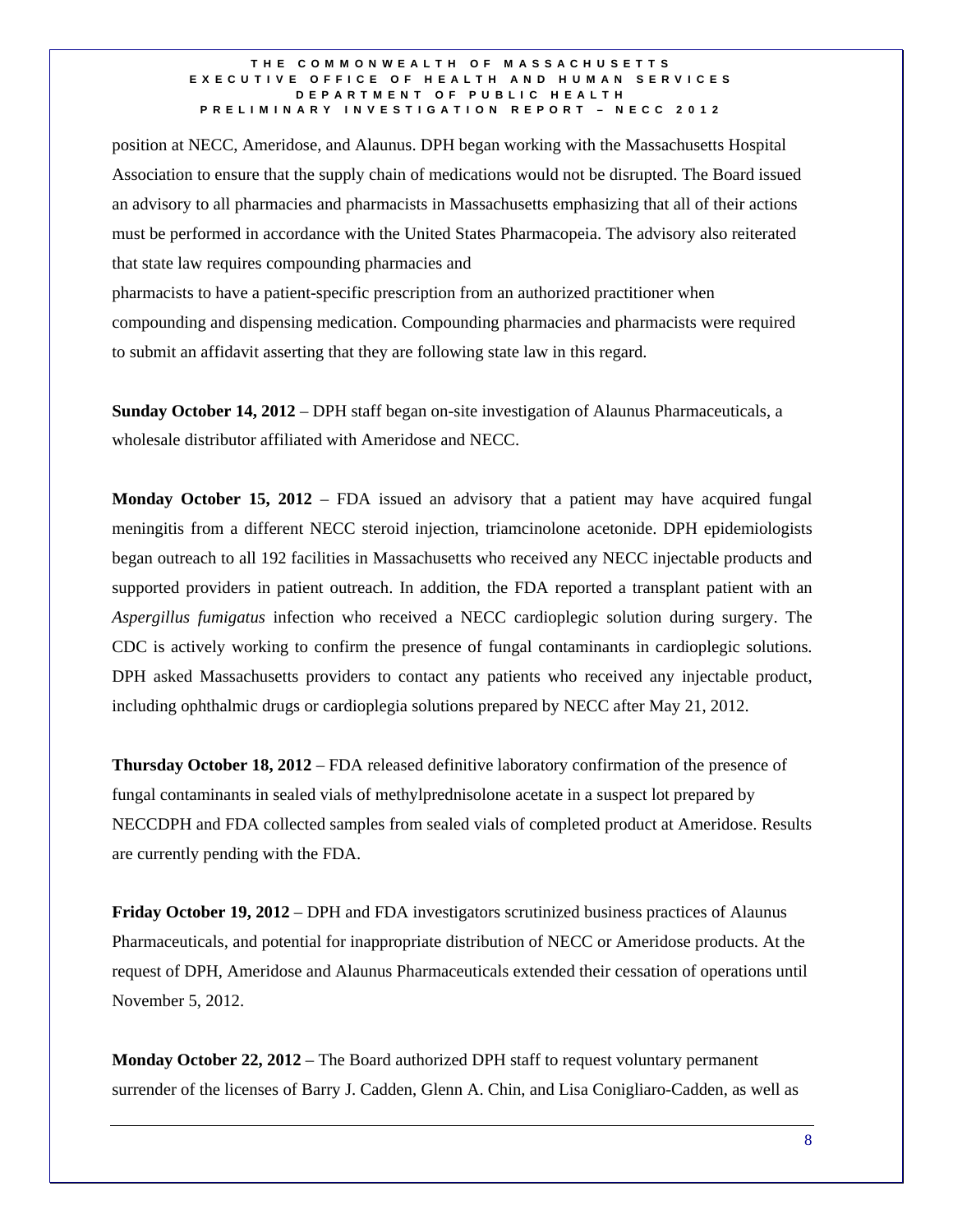position at NECC, Ameridose, and Alaunus. DPH began working with the Massachusetts Hospital Association to ensure that the supply chain of medications would not be disrupted. The Board issued an advisory to all pharmacies and pharmacists in Massachusetts emphasizing that all of their actions must be performed in accordance with the United States Pharmacopeia. The advisory also reiterated that state law requires compounding pharmacies and
pharmacists to have a patient-specific prescription from an authorized practitioner when compounding and dispensing medication. Compounding pharmacies and pharmacists were required to submit an affidavit asserting that they are following state law in this regard.

**Sunday October 14, 2012** – DPH staff began on-site investigation of Alaunus Pharmaceuticals, a wholesale distributor affiliated with Ameridose and NECC.

**Monday October 15, 2012** – FDA issued an advisory that a patient may have acquired fungal meningitis from a different NECC steroid injection, triamcinolone acetonide. DPH epidemiologists began outreach to all 192 facilities in Massachusetts who received any NECC injectable products and supported providers in patient outreach. In addition, the FDA reported a transplant patient with an *Aspergillus fumigatus* infection who received a NECC cardioplegic solution during surgery. The CDC is actively working to confirm the presence of fungal contaminants in cardioplegic solutions. DPH asked Massachusetts providers to contact any patients who received any injectable product, including ophthalmic drugs or cardioplegia solutions prepared by NECC after May 21, 2012.

**Thursday October 18, 2012** – FDA released definitive laboratory confirmation of the presence of fungal contaminants in sealed vials of methylprednisolone acetate in a suspect lot prepared by NECCDPH and FDA collected samples from sealed vials of completed product at Ameridose. Results are currently pending with the FDA.

**Friday October 19, 2012** – DPH and FDA investigators scrutinized business practices of Alaunus Pharmaceuticals, and potential for inappropriate distribution of NECC or Ameridose products. At the request of DPH, Ameridose and Alaunus Pharmaceuticals extended their cessation of operations until November 5, 2012.

**Monday October 22, 2012** – The Board authorized DPH staff to request voluntary permanent surrender of the licenses of Barry J. Cadden, Glenn A. Chin, and Lisa Conigliaro-Cadden, as well as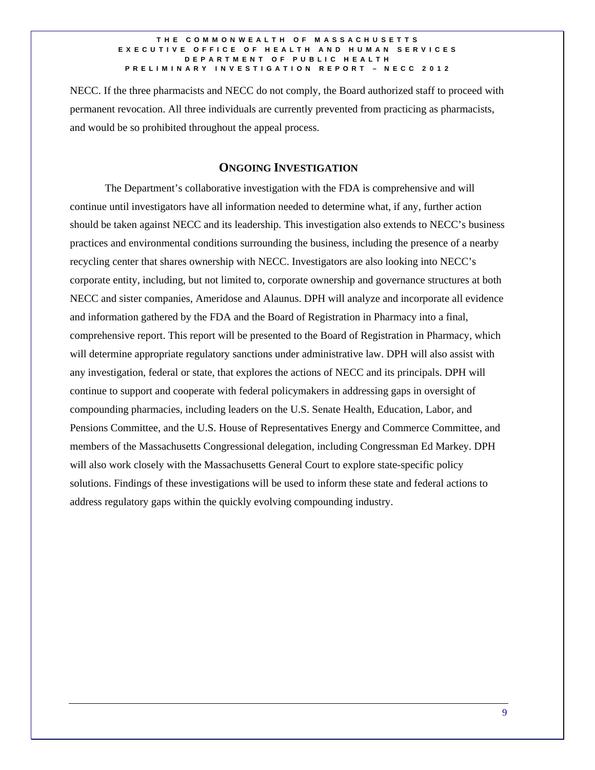NECC. If the three pharmacists and NECC do not comply, the Board authorized staff to proceed with permanent revocation. All three individuals are currently prevented from practicing as pharmacists, and would be so prohibited throughout the appeal process.

## ONGOING INVESTIGATION

The Department's collaborative investigation with the FDA is comprehensive and will continue until investigators have all information needed to determine what, if any, further action should be taken against NECC and its leadership. This investigation also extends to NECC's business practices and environmental conditions surrounding the business, including the presence of a nearby recycling center that shares ownership with NECC. Investigators are also looking into NECC's corporate entity, including, but not limited to, corporate ownership and governance structures at both NECC and sister companies, Ameridose and Alaunus. DPH will analyze and incorporate all evidence and information gathered by the FDA and the Board of Registration in Pharmacy into a final, comprehensive report. This report will be presented to the Board of Registration in Pharmacy, which will determine appropriate regulatory sanctions under administrative law. DPH will also assist with any investigation, federal or state, that explores the actions of NECC and its principals. DPH will continue to support and cooperate with federal policymakers in addressing gaps in oversight of compounding pharmacies, including leaders on the U.S. Senate Health, Education, Labor, and Pensions Committee, and the U.S. House of Representatives Energy and Commerce Committee, and members of the Massachusetts Congressional delegation, including Congressman Ed Markey. DPH will also work closely with the Massachusetts General Court to explore state-specific policy solutions. Findings of these investigations will be used to inform these state and federal actions to address regulatory gaps within the quickly evolving compounding industry.